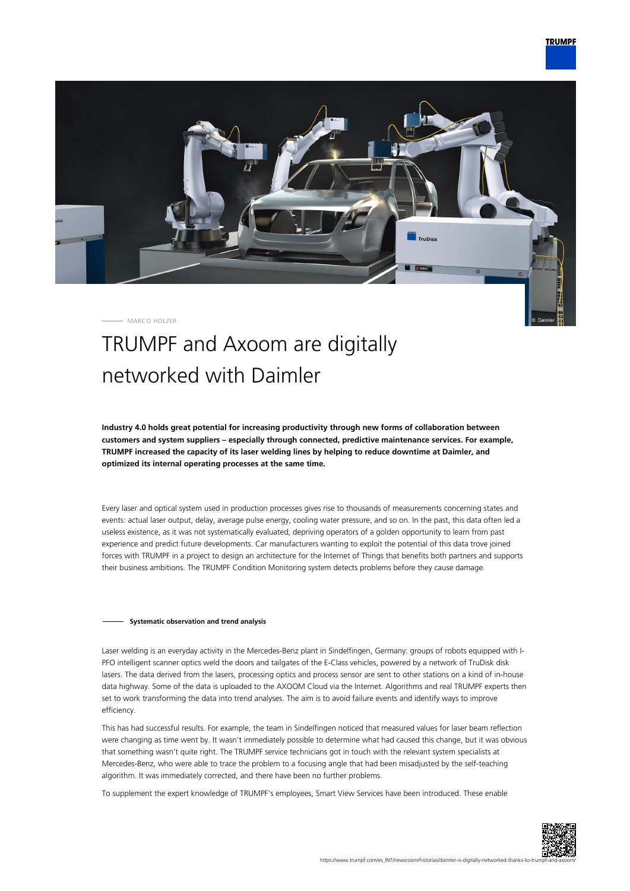MARCO HOLZER

# TRUMPF and Axoom are digitally networked with Daimler

**Industry 4.0 holds great potential for increasing productivity through new forms of collaboration between customers and system suppliers – especially through connected, predictive maintenance services. For example, TRUMPF increased the capacity of its laser welding lines by helping to reduce downtime at Daimler, and optimized its internal operating processes at the same time.**

Every laser and optical system used in production processes gives rise to thousands of measurements concerning states and events: actual laser output, delay, average pulse energy, cooling water pressure, and so on. In the past, this data often led a useless existence, as it was not systematically evaluated, depriving operators of a golden opportunity to learn from past experience and predict future developments. Car manufacturers wanting to exploit the potential of this data trove joined forces with TRUMPF in a project to design an architecture for the Internet of Things that benefits both partners and supports their business ambitions. The TRUMPF Condition Monitoring system detects problems before they cause damage.

## Systematic observation and trend analysis

Laser welding is an everyday activity in the Mercedes-Benz plant in Sindelfingen, Germany: groups of robots equipped with I-PFO intelligent scanner optics weld the doors and tailgates of the E-Class vehicles, powered by a network of TruDisk disk lasers. The data derived from the lasers, processing optics and process sensor are sent to other stations on a kind of in-house data highway. Some of the data is uploaded to the AXOOM Cloud via the Internet. Algorithms and real TRUMPF experts then set to work transforming the data into trend analyses. The aim is to avoid failure events and identify ways to improve efficiency.

This has had successful results. For example, the team in Sindelfingen noticed that measured values for laser beam reflection were changing as time went by. It wasn't immediately possible to determine what had caused this change, but it was obvious that something wasn't quite right. The TRUMPF service technicians got in touch with the relevant system specialists at Mercedes-Benz, who were able to trace the problem to a focusing angle that had been misadjusted by the self-teaching algorithm. It was immediately corrected, and there have been no further problems.

To supplement the expert knowledge of TRUMPF's employees, Smart View Services have been introduced. These enable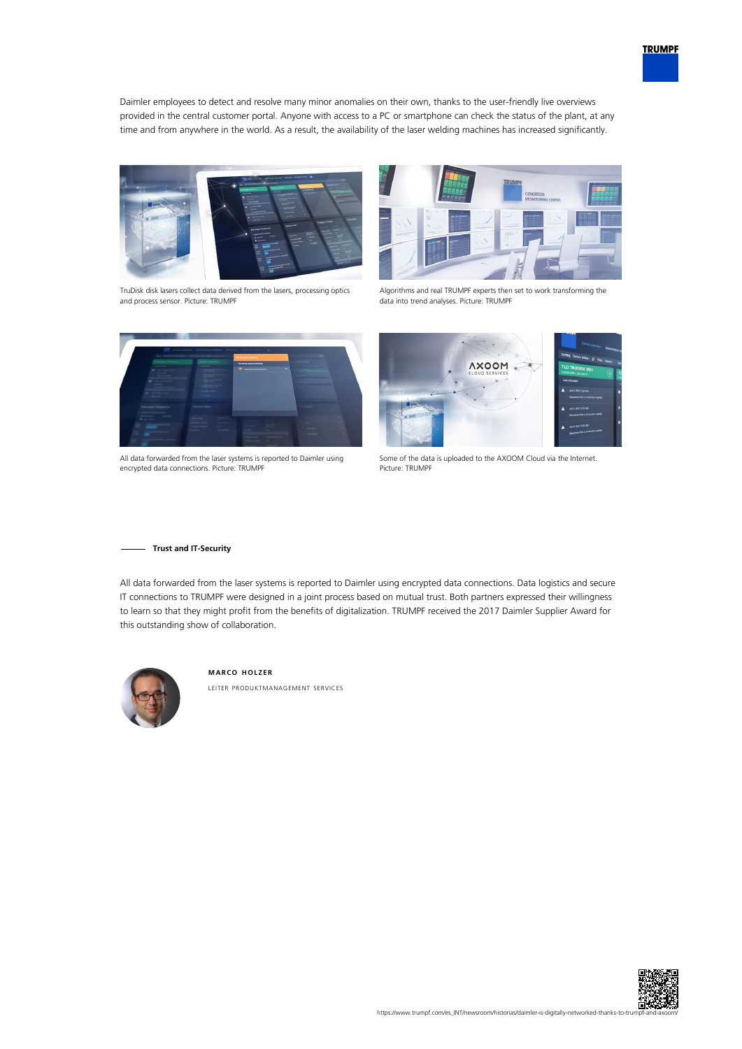Daimler employees to detect and resolve many minor anomalies on their own, thanks to the user-friendly live overviews provided in the central customer portal. Anyone with access to a PC or smartphone can check the status of the plant, at any time and from anywhere in the world. As a result, the availability of the laser welding machines has increased significantly.

TruDisk disk lasers collect data derived from the lasers, processing optics and process sensor. Picture: TRUMPF

Algorithms and real TRUMPF experts then set to work transforming the data into trend analyses. Picture: TRUMPF

All data forwarded from the laser systems is reported to Daimler using encrypted data connections. Picture: TRUMPF

Some of the data is uploaded to the AXOOM Cloud via the Internet. Picture: TRUMPF

## Trust and IT-Security

All data forwarded from the laser systems is reported to Daimler using encrypted data connections. Data logistics and secure IT connections to TRUMPF were designed in a joint process based on mutual trust. Both partners expressed their willingness to learn so that they might profit from the benefits of digitalization. TRUMPF received the 2017 Daimler Supplier Award for this outstanding show of collaboration.

**MARCO HOLZER**

LEITER PRODUKTMANAGEMENT SERVICES